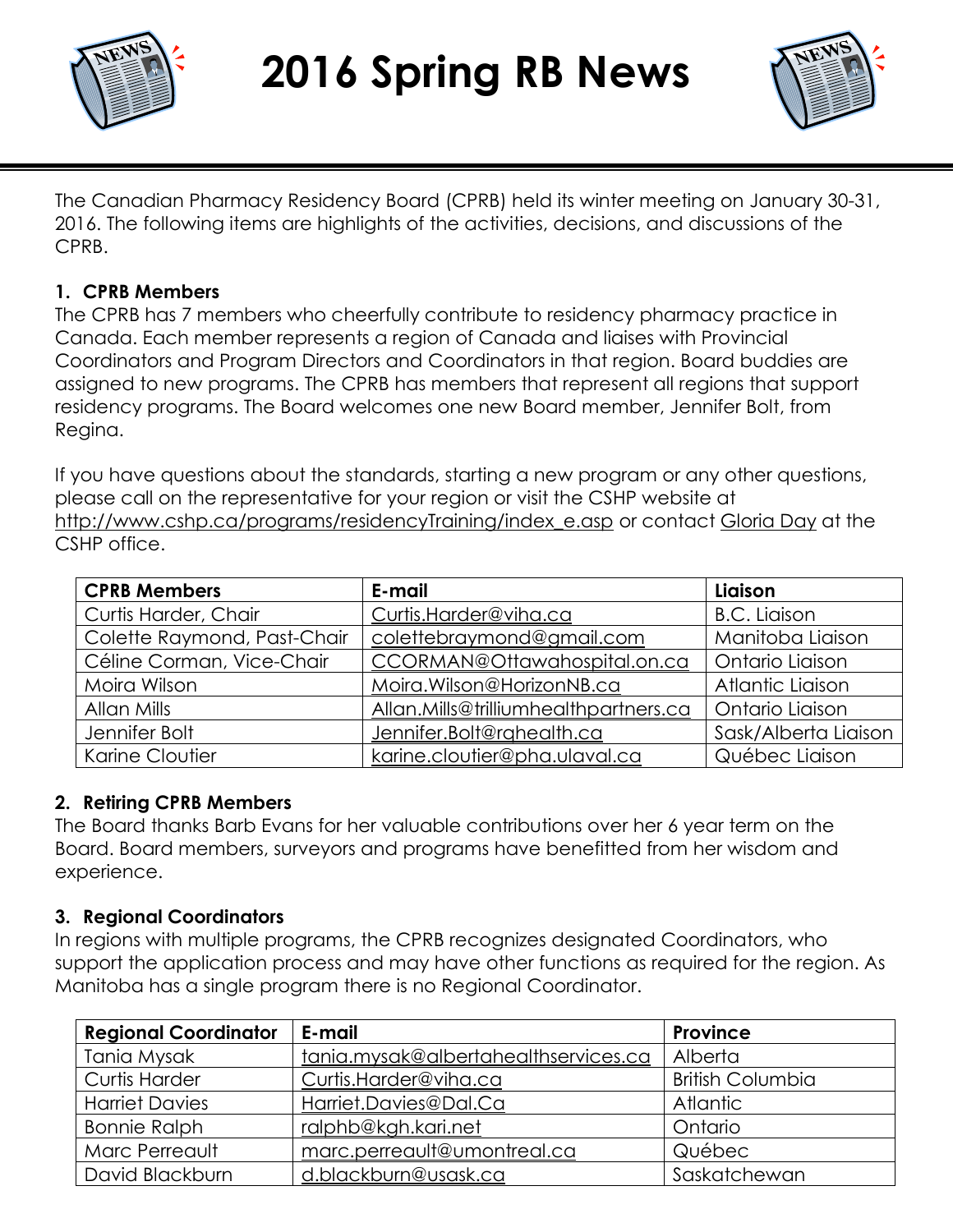# 2016 Spring RB News

The Canadian Pharmacy Residency Board (CPRB) held its winter meeting on January 30-31, 2016. The following items are highlights of the activities, decisions, and discussions of the CPRB.

## 1. CPRB Members

The CPRB has 7 members who cheerfully contribute to residency pharmacy practice in Canada. Each member represents a region of Canada and liaises with Provincial Coordinators and Program Directors and Coordinators in that region. Board buddies are assigned to new programs. The CPRB has members that represent all regions that support residency programs. The Board welcomes one new Board member, Jennifer Bolt, from Regina.

If you have questions about the standards, starting a new program or any other questions, please call on the representative for your region or visit the CSHP website at http://www.cshp.ca/programs/residencyTraining/index_e.asp or contact Gloria Day at the CSHP office.

| CPRB Members | E-mail | Liaison |
|---|---|---|
| Curtis Harder, Chair | Curtis.Harder@viha.ca | B.C. Liaison |
| Colette Raymond, Past-Chair | colettebraymond@gmail.com | Manitoba Liaison |
| Céline Corman, Vice-Chair | CCORMAN@Ottawahospital.on.ca | Ontario Liaison |
| Moira Wilson | Moira.Wilson@HorizonNB.ca | Atlantic Liaison |
| Allan Mills | Allan.Mills@trilliumhealthpartners.ca | Ontario Liaison |
| Jennifer Bolt | Jennifer.Bolt@rqhealth.ca | Sask/Alberta Liaison |
| Karine Cloutier | karine.cloutier@pha.ulaval.ca | Québec Liaison |

## 2. Retiring CPRB Members

The Board thanks Barb Evans for her valuable contributions over her 6 year term on the Board. Board members, surveyors and programs have benefitted from her wisdom and experience.

## 3. Regional Coordinators

In regions with multiple programs, the CPRB recognizes designated Coordinators, who support the application process and may have other functions as required for the region. As Manitoba has a single program there is no Regional Coordinator.

| Regional Coordinator | E-mail | Province |
|---|---|---|
| Tania Mysak | tania.mysak@albertahealthservices.ca | Alberta |
| Curtis Harder | Curtis.Harder@viha.ca | British Columbia |
| Harriet Davies | Harriet.Davies@Dal.Ca | Atlantic |
| Bonnie Ralph | ralphb@kgh.kari.net | Ontario |
| Marc Perreault | marc.perreault@umontreal.ca | Québec |
| David Blackburn | d.blackburn@usask.ca | Saskatchewan |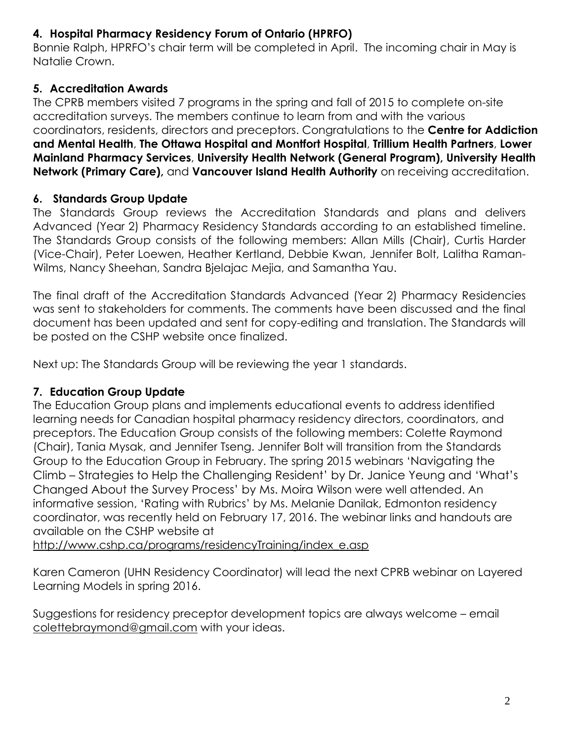## 4. Hospital Pharmacy Residency Forum of Ontario (HPRFO)

Bonnie Ralph, HPRFO's chair term will be completed in April. The incoming chair in May is Natalie Crown.

## 5. Accreditation Awards

The CPRB members visited 7 programs in the spring and fall of 2015 to complete on-site accreditation surveys. The members continue to learn from and with the various coordinators, residents, directors and preceptors. Congratulations to the **Centre for Addiction and Mental Health**, **The Ottawa Hospital and Montfort Hospital**, **Trillium Health Partners**, **Lower Mainland Pharmacy Services**, **University Health Network (General Program), University Health Network (Primary Care),** and **Vancouver Island Health Authority** on receiving accreditation.

## 6. Standards Group Update

The Standards Group reviews the Accreditation Standards and plans and delivers Advanced (Year 2) Pharmacy Residency Standards according to an established timeline. The Standards Group consists of the following members: Allan Mills (Chair), Curtis Harder (Vice-Chair), Peter Loewen, Heather Kertland, Debbie Kwan, Jennifer Bolt, Lalitha Raman-Wilms, Nancy Sheehan, Sandra Bjelajac Mejia, and Samantha Yau.

The final draft of the Accreditation Standards Advanced (Year 2) Pharmacy Residencies was sent to stakeholders for comments. The comments have been discussed and the final document has been updated and sent for copy-editing and translation. The Standards will be posted on the CSHP website once finalized.

Next up: The Standards Group will be reviewing the year 1 standards.

## 7. Education Group Update

The Education Group plans and implements educational events to address identified learning needs for Canadian hospital pharmacy residency directors, coordinators, and preceptors. The Education Group consists of the following members: Colette Raymond (Chair), Tania Mysak, and Jennifer Tseng. Jennifer Bolt will transition from the Standards Group to the Education Group in February. The spring 2015 webinars 'Navigating the Climb – Strategies to Help the Challenging Resident' by Dr. Janice Yeung and 'What's Changed About the Survey Process' by Ms. Moira Wilson were well attended. An informative session, 'Rating with Rubrics' by Ms. Melanie Danilak, Edmonton residency coordinator, was recently held on February 17, 2016. The webinar links and handouts are available on the CSHP website at http://www.cshp.ca/programs/residencyTraining/index_e.asp

Karen Cameron (UHN Residency Coordinator) will lead the next CPRB webinar on Layered Learning Models in spring 2016.

Suggestions for residency preceptor development topics are always welcome – email colettebraymond@gmail.com with your ideas.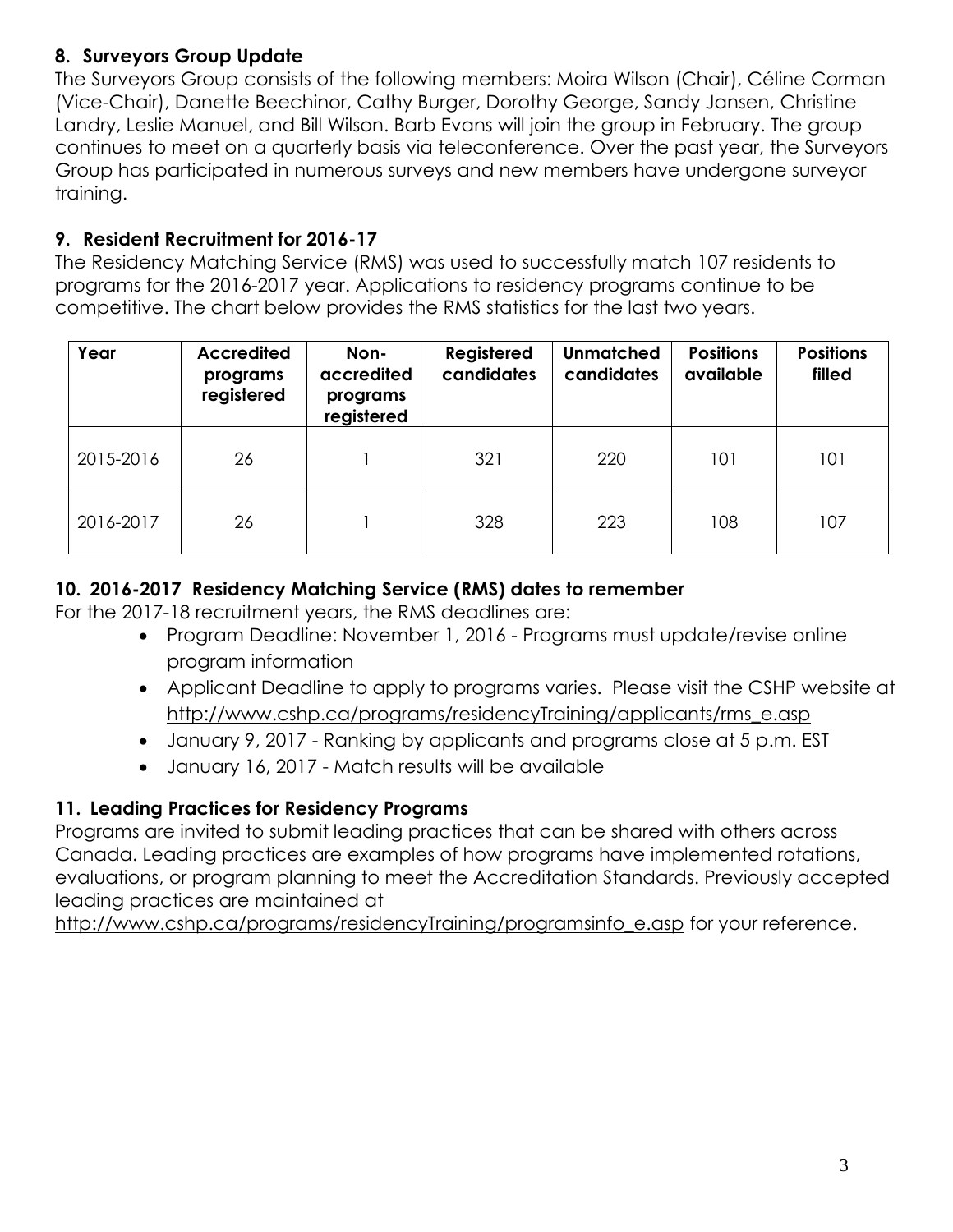## 8. Surveyors Group Update

The Surveyors Group consists of the following members: Moira Wilson (Chair), Céline Corman (Vice-Chair), Danette Beechinor, Cathy Burger, Dorothy George, Sandy Jansen, Christine Landry, Leslie Manuel, and Bill Wilson. Barb Evans will join the group in February. The group continues to meet on a quarterly basis via teleconference. Over the past year, the Surveyors Group has participated in numerous surveys and new members have undergone surveyor training.

## 9. Resident Recruitment for 2016-17

The Residency Matching Service (RMS) was used to successfully match 107 residents to programs for the 2016-2017 year. Applications to residency programs continue to be competitive. The chart below provides the RMS statistics for the last two years.

| Year | Accredited programs registered | Non-accredited programs registered | Registered candidates | Unmatched candidates | Positions available | Positions filled |
|---|---|---|---|---|---|---|
| 2015-2016 | 26 | 1 | 321 | 220 | 101 | 101 |
| 2016-2017 | 26 | 1 | 328 | 223 | 108 | 107 |

## 10. 2016-2017 Residency Matching Service (RMS) dates to remember

For the 2017-18 recruitment years, the RMS deadlines are:

- Program Deadline: November 1, 2016 - Programs must update/revise online program information
- Applicant Deadline to apply to programs varies. Please visit the CSHP website at http://www.cshp.ca/programs/residencyTraining/applicants/rms_e.asp
- January 9, 2017 - Ranking by applicants and programs close at 5 p.m. EST
- January 16, 2017 - Match results will be available

## 11. Leading Practices for Residency Programs

Programs are invited to submit leading practices that can be shared with others across Canada. Leading practices are examples of how programs have implemented rotations, evaluations, or program planning to meet the Accreditation Standards. Previously accepted leading practices are maintained at http://www.cshp.ca/programs/residencyTraining/programsinfo_e.asp for your reference.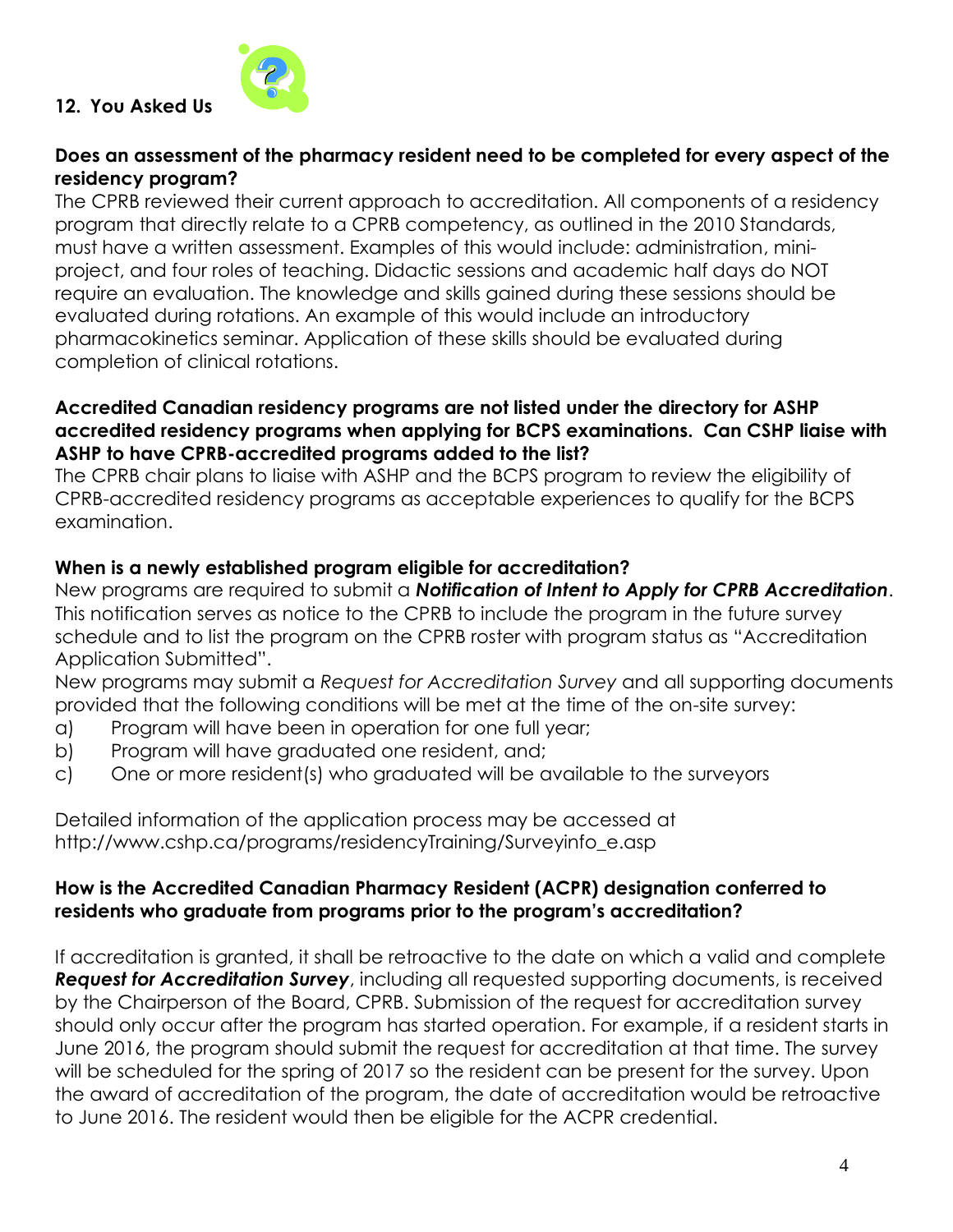## 12. You Asked Us

**Does an assessment of the pharmacy resident need to be completed for every aspect of the residency program?**

The CPRB reviewed their current approach to accreditation. All components of a residency program that directly relate to a CPRB competency, as outlined in the 2010 Standards, must have a written assessment. Examples of this would include: administration, mini-project, and four roles of teaching. Didactic sessions and academic half days do NOT require an evaluation. The knowledge and skills gained during these sessions should be evaluated during rotations. An example of this would include an introductory pharmacokinetics seminar. Application of these skills should be evaluated during completion of clinical rotations.

**Accredited Canadian residency programs are not listed under the directory for ASHP accredited residency programs when applying for BCPS examinations. Can CSHP liaise with ASHP to have CPRB-accredited programs added to the list?**

The CPRB chair plans to liaise with ASHP and the BCPS program to review the eligibility of CPRB-accredited residency programs as acceptable experiences to qualify for the BCPS examination.

**When is a newly established program eligible for accreditation?**

New programs are required to submit a ***Notification of Intent to Apply for CPRB Accreditation***. This notification serves as notice to the CPRB to include the program in the future survey schedule and to list the program on the CPRB roster with program status as "Accreditation Application Submitted".

New programs may submit a *Request for Accreditation Survey* and all supporting documents provided that the following conditions will be met at the time of the on-site survey:

a) Program will have been in operation for one full year;
b) Program will have graduated one resident, and;
c) One or more resident(s) who graduated will be available to the surveyors

Detailed information of the application process may be accessed at http://www.cshp.ca/programs/residencyTraining/Surveyinfo_e.asp

**How is the Accredited Canadian Pharmacy Resident (ACPR) designation conferred to residents who graduate from programs prior to the program's accreditation?**

If accreditation is granted, it shall be retroactive to the date on which a valid and complete ***Request for Accreditation Survey***, including all requested supporting documents, is received by the Chairperson of the Board, CPRB. Submission of the request for accreditation survey should only occur after the program has started operation. For example, if a resident starts in June 2016, the program should submit the request for accreditation at that time. The survey will be scheduled for the spring of 2017 so the resident can be present for the survey. Upon the award of accreditation of the program, the date of accreditation would be retroactive to June 2016. The resident would then be eligible for the ACPR credential.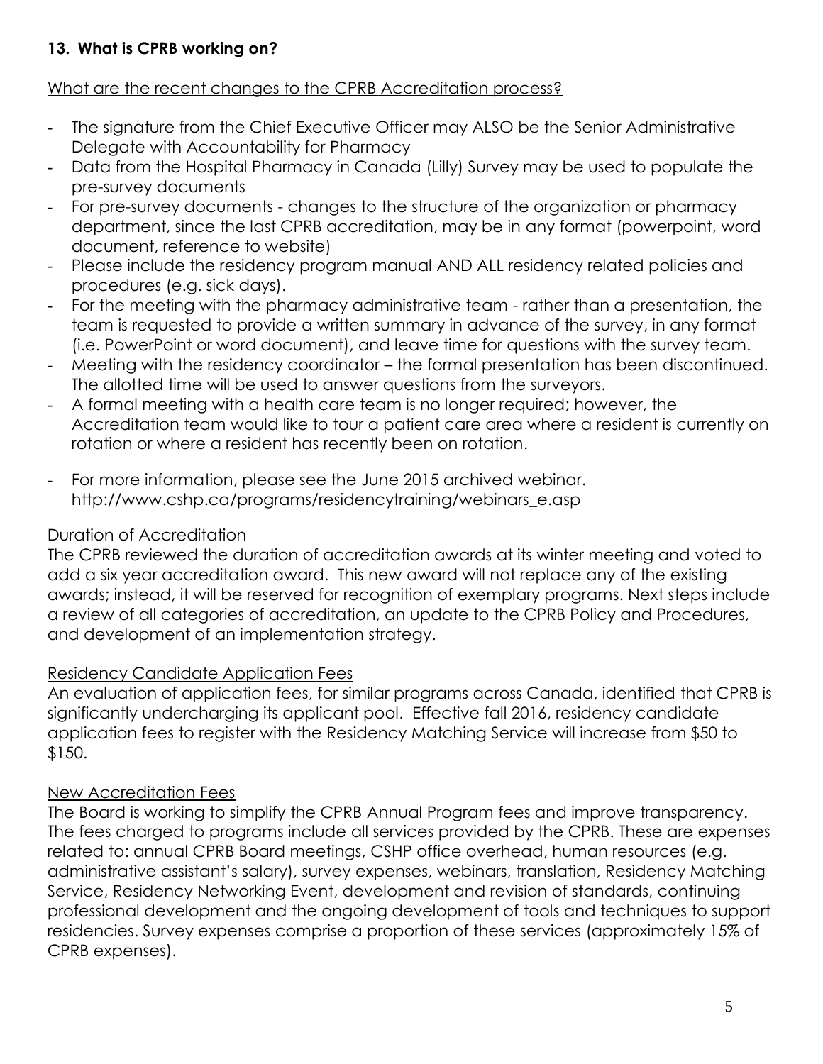### 13. What is CPRB working on?

What are the recent changes to the CPRB Accreditation process?

- The signature from the Chief Executive Officer may ALSO be the Senior Administrative Delegate with Accountability for Pharmacy
- Data from the Hospital Pharmacy in Canada (Lilly) Survey may be used to populate the pre-survey documents
- For pre-survey documents - changes to the structure of the organization or pharmacy department, since the last CPRB accreditation, may be in any format (powerpoint, word document, reference to website)
- Please include the residency program manual AND ALL residency related policies and procedures (e.g. sick days).
- For the meeting with the pharmacy administrative team - rather than a presentation, the team is requested to provide a written summary in advance of the survey, in any format (i.e. PowerPoint or word document), and leave time for questions with the survey team.
- Meeting with the residency coordinator – the formal presentation has been discontinued. The allotted time will be used to answer questions from the surveyors.
- A formal meeting with a health care team is no longer required; however, the Accreditation team would like to tour a patient care area where a resident is currently on rotation or where a resident has recently been on rotation.
- For more information, please see the June 2015 archived webinar. http://www.cshp.ca/programs/residencytraining/webinars_e.asp

Duration of Accreditation

The CPRB reviewed the duration of accreditation awards at its winter meeting and voted to add a six year accreditation award. This new award will not replace any of the existing awards; instead, it will be reserved for recognition of exemplary programs. Next steps include a review of all categories of accreditation, an update to the CPRB Policy and Procedures, and development of an implementation strategy.

Residency Candidate Application Fees

An evaluation of application fees, for similar programs across Canada, identified that CPRB is significantly undercharging its applicant pool. Effective fall 2016, residency candidate application fees to register with the Residency Matching Service will increase from $50 to $150.

New Accreditation Fees

The Board is working to simplify the CPRB Annual Program fees and improve transparency. The fees charged to programs include all services provided by the CPRB. These are expenses related to: annual CPRB Board meetings, CSHP office overhead, human resources (e.g. administrative assistant's salary), survey expenses, webinars, translation, Residency Matching Service, Residency Networking Event, development and revision of standards, continuing professional development and the ongoing development of tools and techniques to support residencies. Survey expenses comprise a proportion of these services (approximately 15% of CPRB expenses).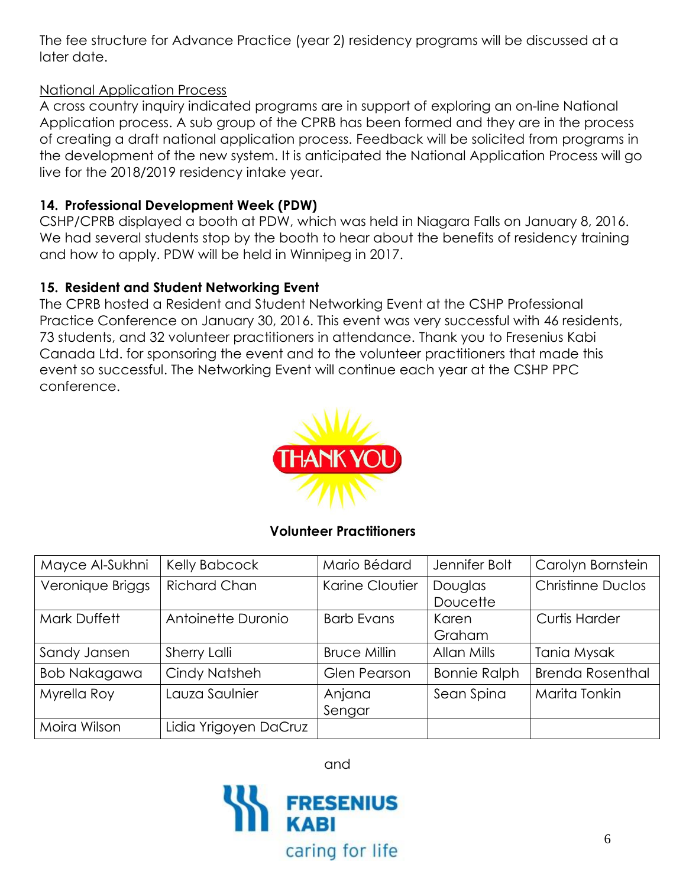The fee structure for Advance Practice (year 2) residency programs will be discussed at a later date.

National Application Process

A cross country inquiry indicated programs are in support of exploring an on-line National Application process. A sub group of the CPRB has been formed and they are in the process of creating a draft national application process. Feedback will be solicited from programs in the development of the new system. It is anticipated the National Application Process will go live for the 2018/2019 residency intake year.

**14. Professional Development Week (PDW)**

CSHP/CPRB displayed a booth at PDW, which was held in Niagara Falls on January 8, 2016. We had several students stop by the booth to hear about the benefits of residency training and how to apply. PDW will be held in Winnipeg in 2017.

**15. Resident and Student Networking Event**

The CPRB hosted a Resident and Student Networking Event at the CSHP Professional Practice Conference on January 30, 2016. This event was very successful with 46 residents, 73 students, and 32 volunteer practitioners in attendance. Thank you to Fresenius Kabi Canada Ltd. for sponsoring the event and to the volunteer practitioners that made this event so successful. The Networking Event will continue each year at the CSHP PPC conference.

THANK YOU

**Volunteer Practitioners**

| | | | | |
|---|---|---|---|---|
| Mayce Al-Sukhni | Kelly Babcock | Mario Bédard | Jennifer Bolt | Carolyn Bornstein |
| Veronique Briggs | Richard Chan | Karine Cloutier | Douglas Doucette | Christinne Duclos |
| Mark Duffett | Antoinette Duronio | Barb Evans | Karen Graham | Curtis Harder |
| Sandy Jansen | Sherry Lalli | Bruce Millin | Allan Mills | Tania Mysak |
| Bob Nakagawa | Cindy Natsheh | Glen Pearson | Bonnie Ralph | Brenda Rosenthal |
| Myrella Roy | Lauza Saulnier | Anjana Sengar | Sean Spina | Marita Tonkin |
| Moira Wilson | Lidia Yrigoyen DaCruz | | | |

and

FRESENIUS KABI
caring for life